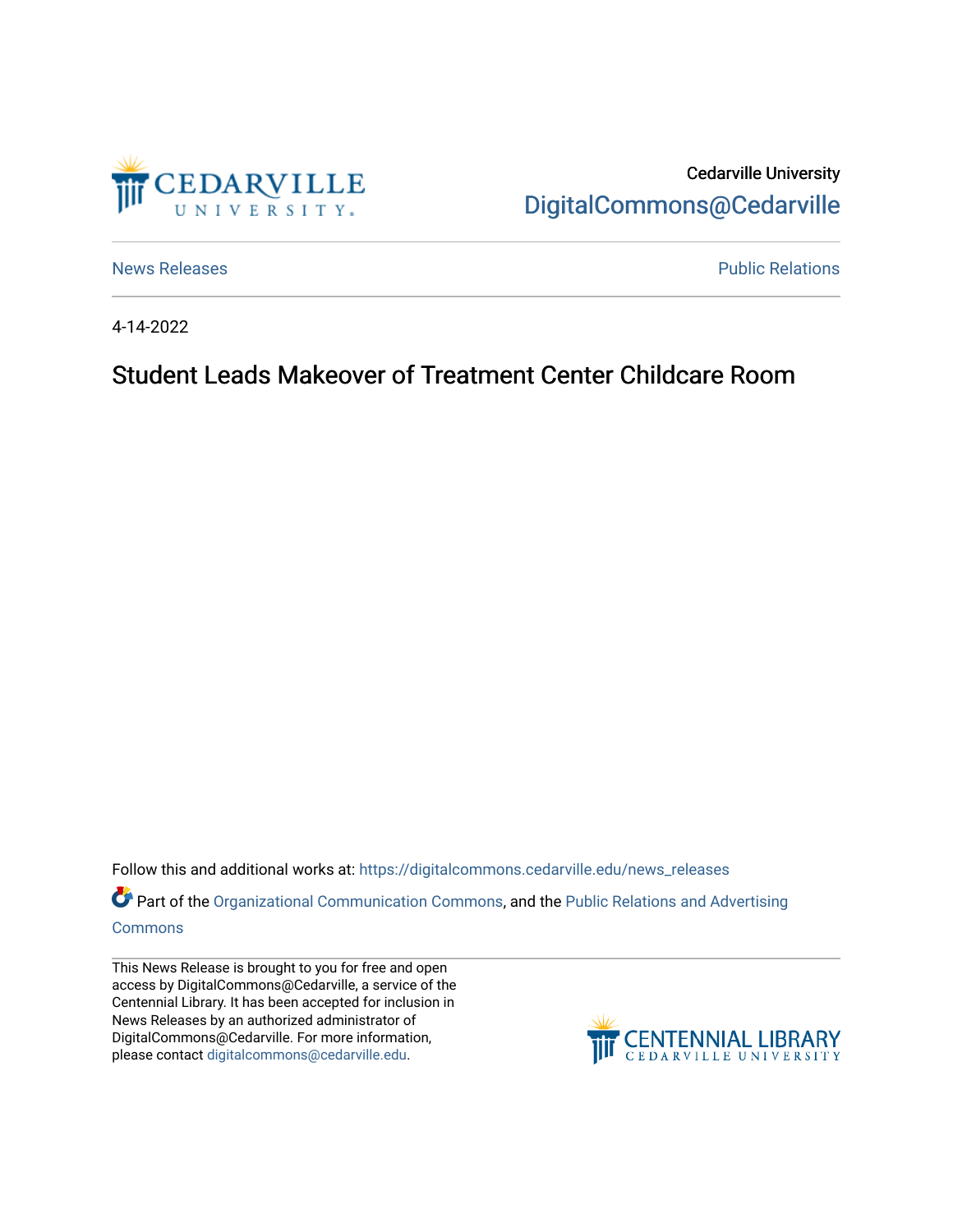Cedarville University
DigitalCommons@Cedarville

News Releases | Public Relations

4-14-2022

# Student Leads Makeover of Treatment Center Childcare Room

Follow this and additional works at: https://digitalcommons.cedarville.edu/news_releases

Part of the Organizational Communication Commons, and the Public Relations and Advertising Commons

This News Release is brought to you for free and open access by DigitalCommons@Cedarville, a service of the Centennial Library. It has been accepted for inclusion in News Releases by an authorized administrator of DigitalCommons@Cedarville. For more information, please contact digitalcommons@cedarville.edu.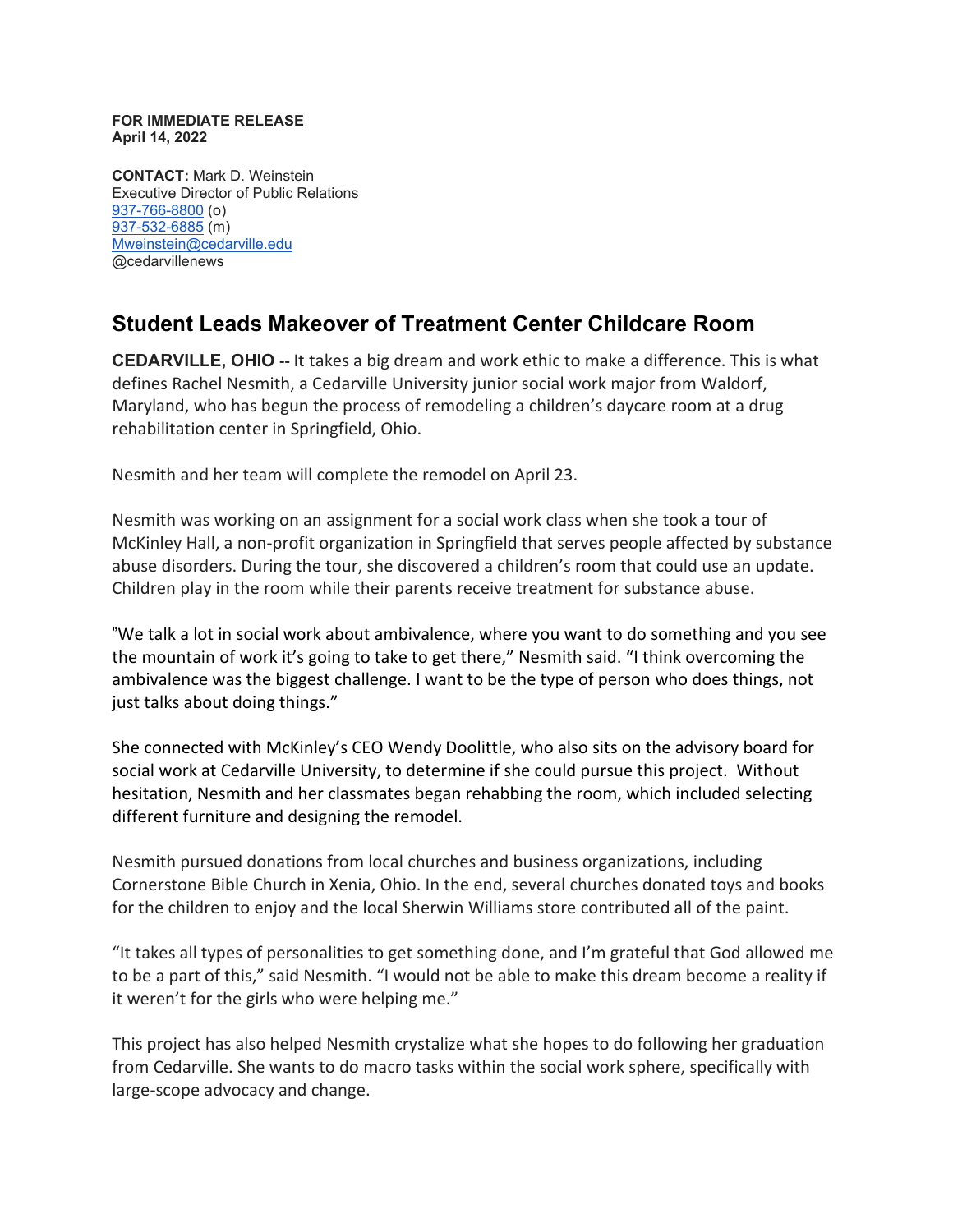**FOR IMMEDIATE RELEASE**
**April 14, 2022**

**CONTACT:** Mark D. Weinstein
Executive Director of Public Relations
937-766-8800 (o)
937-532-6885 (m)
Mweinstein@cedarville.edu
@cedarvillenews

## Student Leads Makeover of Treatment Center Childcare Room

**CEDARVILLE, OHIO** -- It takes a big dream and work ethic to make a difference. This is what defines Rachel Nesmith, a Cedarville University junior social work major from Waldorf, Maryland, who has begun the process of remodeling a children's daycare room at a drug rehabilitation center in Springfield, Ohio.

Nesmith and her team will complete the remodel on April 23.

Nesmith was working on an assignment for a social work class when she took a tour of McKinley Hall, a non-profit organization in Springfield that serves people affected by substance abuse disorders. During the tour, she discovered a children's room that could use an update. Children play in the room while their parents receive treatment for substance abuse.

"We talk a lot in social work about ambivalence, where you want to do something and you see the mountain of work it's going to take to get there," Nesmith said. "I think overcoming the ambivalence was the biggest challenge. I want to be the type of person who does things, not just talks about doing things."

She connected with McKinley's CEO Wendy Doolittle, who also sits on the advisory board for social work at Cedarville University, to determine if she could pursue this project. Without hesitation, Nesmith and her classmates began rehabbing the room, which included selecting different furniture and designing the remodel.

Nesmith pursued donations from local churches and business organizations, including Cornerstone Bible Church in Xenia, Ohio. In the end, several churches donated toys and books for the children to enjoy and the local Sherwin Williams store contributed all of the paint.

"It takes all types of personalities to get something done, and I'm grateful that God allowed me to be a part of this," said Nesmith. "I would not be able to make this dream become a reality if it weren't for the girls who were helping me."

This project has also helped Nesmith crystalize what she hopes to do following her graduation from Cedarville. She wants to do macro tasks within the social work sphere, specifically with large-scope advocacy and change.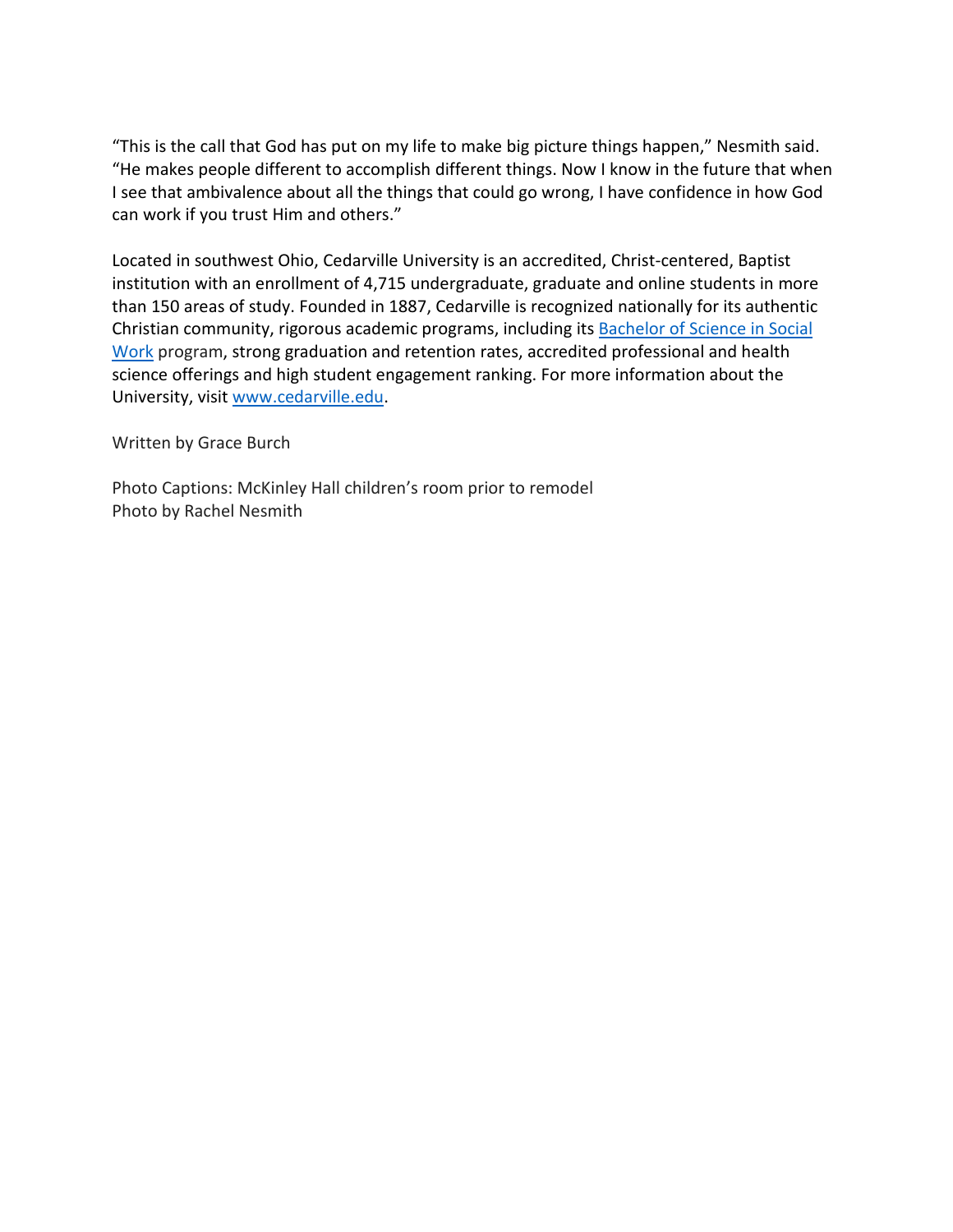"This is the call that God has put on my life to make big picture things happen," Nesmith said. "He makes people different to accomplish different things. Now I know in the future that when I see that ambivalence about all the things that could go wrong, I have confidence in how God can work if you trust Him and others."

Located in southwest Ohio, Cedarville University is an accredited, Christ-centered, Baptist institution with an enrollment of 4,715 undergraduate, graduate and online students in more than 150 areas of study. Founded in 1887, Cedarville is recognized nationally for its authentic Christian community, rigorous academic programs, including its Bachelor of Science in Social Work program, strong graduation and retention rates, accredited professional and health science offerings and high student engagement ranking. For more information about the University, visit www.cedarville.edu.

Written by Grace Burch

Photo Captions: McKinley Hall children's room prior to remodel
Photo by Rachel Nesmith